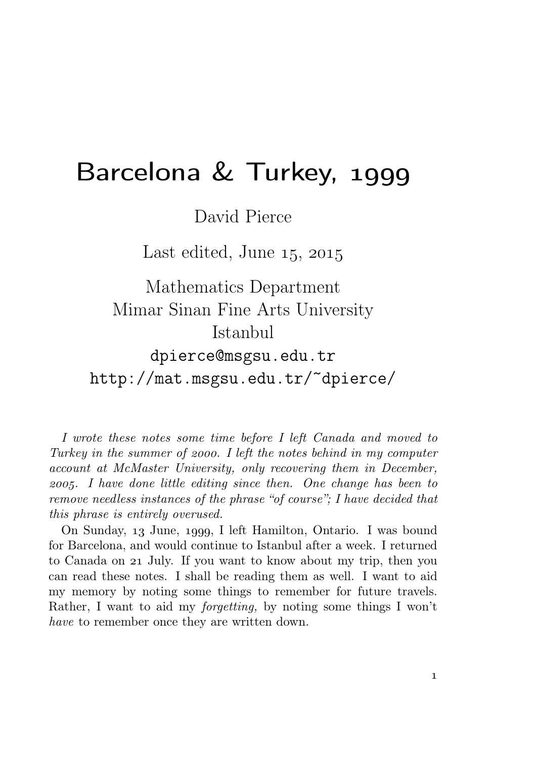# Barcelona & Turkey, 1999

David Pierce

Last edited, June 15, 2015

Mathematics Department
Mimar Sinan Fine Arts University
Istanbul
dpierce@msgsu.edu.tr
http://mat.msgsu.edu.tr/~dpierce/

*I wrote these notes some time before I left Canada and moved to Turkey in the summer of 2000. I left the notes behind in my computer account at McMaster University, only recovering them in December, 2005. I have done little editing since then. One change has been to remove needless instances of the phrase "of course"; I have decided that this phrase is entirely overused.*

On Sunday, 13 June, 1999, I left Hamilton, Ontario. I was bound for Barcelona, and would continue to Istanbul after a week. I returned to Canada on 21 July. If you want to know about my trip, then you can read these notes. I shall be reading them as well. I want to aid my memory by noting some things to remember for future travels. Rather, I want to aid my *forgetting,* by noting some things I won't *have* to remember once they are written down.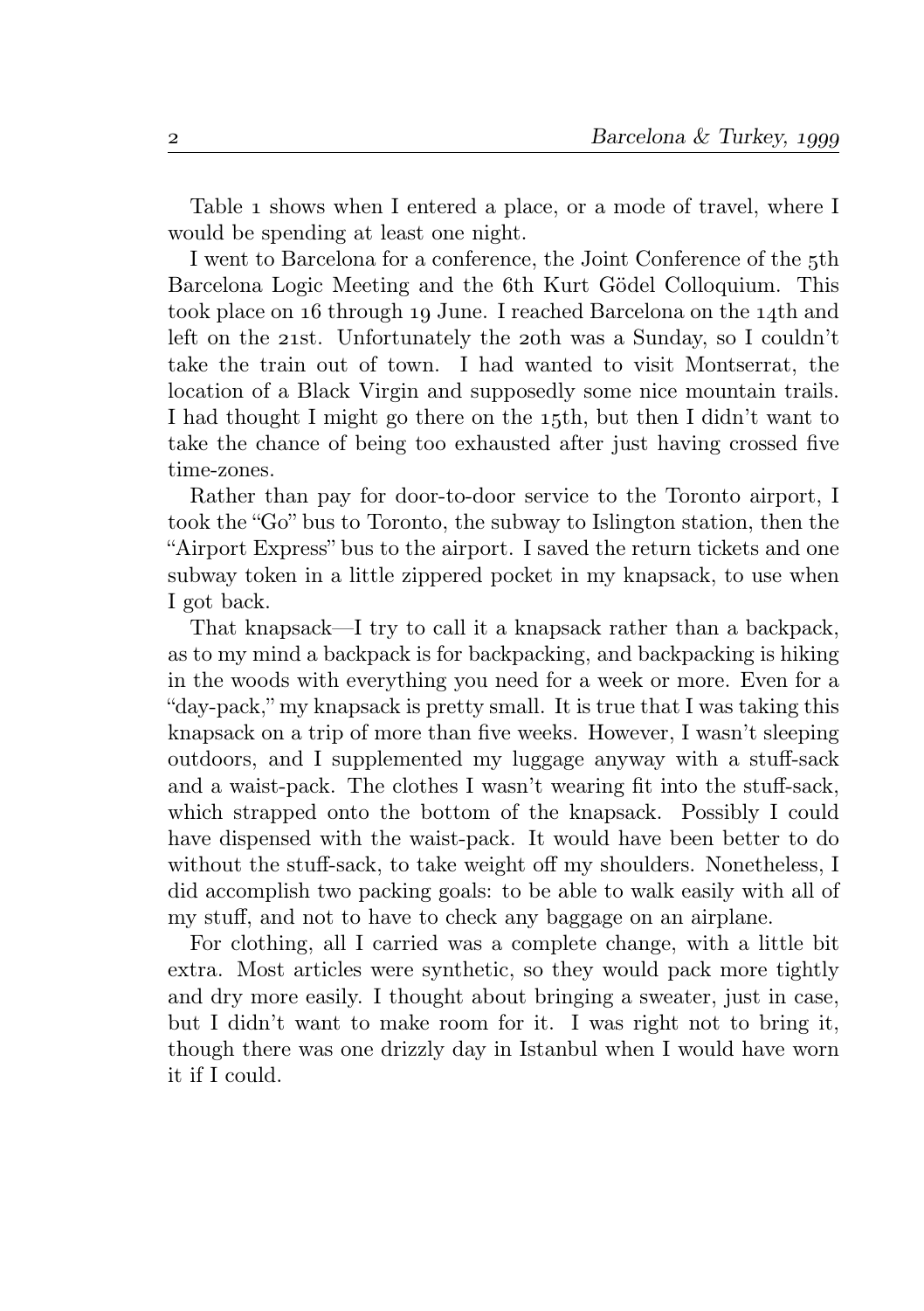Table 1 shows when I entered a place, or a mode of travel, where I would be spending at least one night.

I went to Barcelona for a conference, the Joint Conference of the 5th Barcelona Logic Meeting and the 6th Kurt Gödel Colloquium. This took place on 16 through 19 June. I reached Barcelona on the 14th and left on the 21st. Unfortunately the 20th was a Sunday, so I couldn't take the train out of town. I had wanted to visit Montserrat, the location of a Black Virgin and supposedly some nice mountain trails. I had thought I might go there on the 15th, but then I didn't want to take the chance of being too exhausted after just having crossed five time-zones.

Rather than pay for door-to-door service to the Toronto airport, I took the "Go" bus to Toronto, the subway to Islington station, then the "Airport Express" bus to the airport. I saved the return tickets and one subway token in a little zippered pocket in my knapsack, to use when I got back.

That knapsack—I try to call it a knapsack rather than a backpack, as to my mind a backpack is for backpacking, and backpacking is hiking in the woods with everything you need for a week or more. Even for a "day-pack," my knapsack is pretty small. It is true that I was taking this knapsack on a trip of more than five weeks. However, I wasn't sleeping outdoors, and I supplemented my luggage anyway with a stuff-sack and a waist-pack. The clothes I wasn't wearing fit into the stuff-sack, which strapped onto the bottom of the knapsack. Possibly I could have dispensed with the waist-pack. It would have been better to do without the stuff-sack, to take weight off my shoulders. Nonetheless, I did accomplish two packing goals: to be able to walk easily with all of my stuff, and not to have to check any baggage on an airplane.

For clothing, all I carried was a complete change, with a little bit extra. Most articles were synthetic, so they would pack more tightly and dry more easily. I thought about bringing a sweater, just in case, but I didn't want to make room for it. I was right not to bring it, though there was one drizzly day in Istanbul when I would have worn it if I could.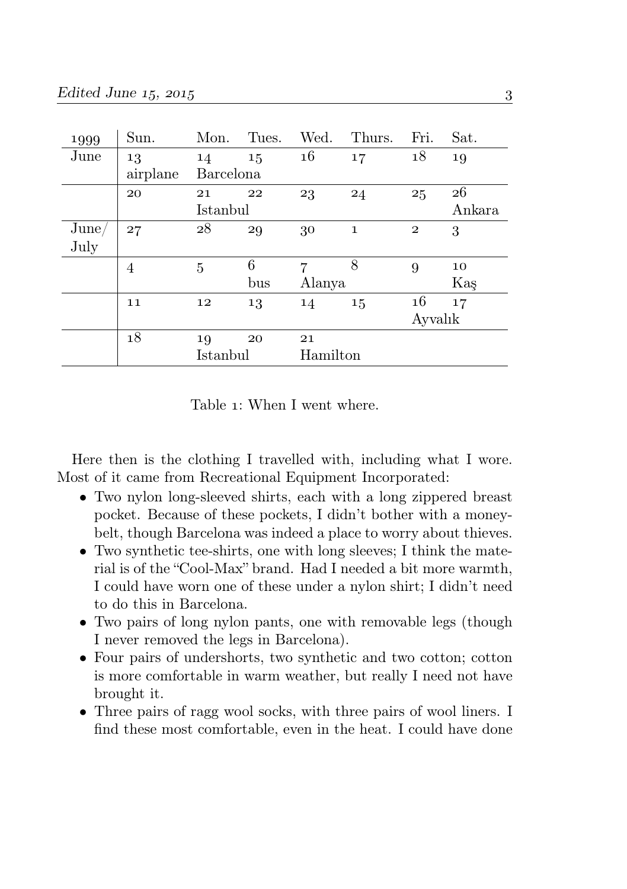| 1999 | Sun. | Mon. | Tues. | Wed. | Thurs. | Fri. | Sat. |
|---|---|---|---|---|---|---|---|
| June | 13 airplane | 14 Barcelona | 15 | 16 | 17 | 18 | 19 |
| | 20 | 21 Istanbul | 22 | 23 | 24 | 25 | 26 Ankara |
| June/ July | 27 | 28 | 29 | 30 | 1 | 2 | 3 |
| | 4 | 5 | 6 bus | 7 Alanya | 8 | 9 | 10 Kaş |
| | 11 | 12 | 13 | 14 | 15 | 16 Ayvalık | 17 |
| | 18 | 19 Istanbul | 20 | 21 Hamilton | | | |

Table 1: When I went where.

Here then is the clothing I travelled with, including what I wore. Most of it came from Recreational Equipment Incorporated:

- Two nylon long-sleeved shirts, each with a long zippered breast pocket. Because of these pockets, I didn't bother with a money-belt, though Barcelona was indeed a place to worry about thieves.
- Two synthetic tee-shirts, one with long sleeves; I think the material is of the "Cool-Max" brand. Had I needed a bit more warmth, I could have worn one of these under a nylon shirt; I didn't need to do this in Barcelona.
- Two pairs of long nylon pants, one with removable legs (though I never removed the legs in Barcelona).
- Four pairs of undershorts, two synthetic and two cotton; cotton is more comfortable in warm weather, but really I need not have brought it.
- Three pairs of ragg wool socks, with three pairs of wool liners. I find these most comfortable, even in the heat. I could have done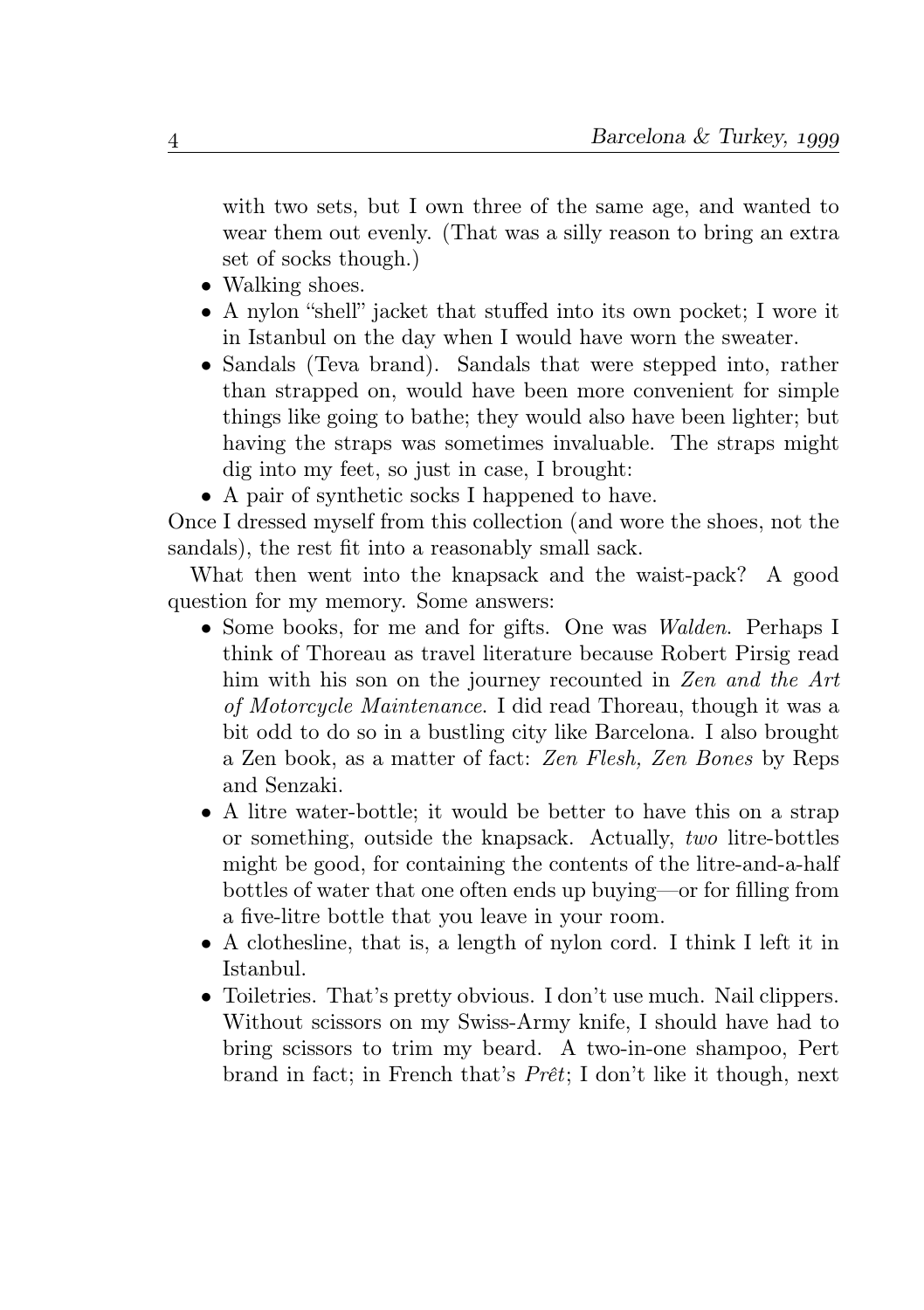with two sets, but I own three of the same age, and wanted to wear them out evenly. (That was a silly reason to bring an extra set of socks though.)

- Walking shoes.
- A nylon "shell" jacket that stuffed into its own pocket; I wore it in Istanbul on the day when I would have worn the sweater.
- Sandals (Teva brand). Sandals that were stepped into, rather than strapped on, would have been more convenient for simple things like going to bathe; they would also have been lighter; but having the straps was sometimes invaluable. The straps might dig into my feet, so just in case, I brought:
- A pair of synthetic socks I happened to have.

Once I dressed myself from this collection (and wore the shoes, not the sandals), the rest fit into a reasonably small sack.

What then went into the knapsack and the waist-pack? A good question for my memory. Some answers:

- Some books, for me and for gifts. One was *Walden*. Perhaps I think of Thoreau as travel literature because Robert Pirsig read him with his son on the journey recounted in *Zen and the Art of Motorcycle Maintenance*. I did read Thoreau, though it was a bit odd to do so in a bustling city like Barcelona. I also brought a Zen book, as a matter of fact: *Zen Flesh, Zen Bones* by Reps and Senzaki.
- A litre water-bottle; it would be better to have this on a strap or something, outside the knapsack. Actually, *two* litre-bottles might be good, for containing the contents of the litre-and-a-half bottles of water that one often ends up buying—or for filling from a five-litre bottle that you leave in your room.
- A clothesline, that is, a length of nylon cord. I think I left it in Istanbul.
- Toiletries. That's pretty obvious. I don't use much. Nail clippers. Without scissors on my Swiss-Army knife, I should have had to bring scissors to trim my beard. A two-in-one shampoo, Pert brand in fact; in French that's *Prêt*; I don't like it though, next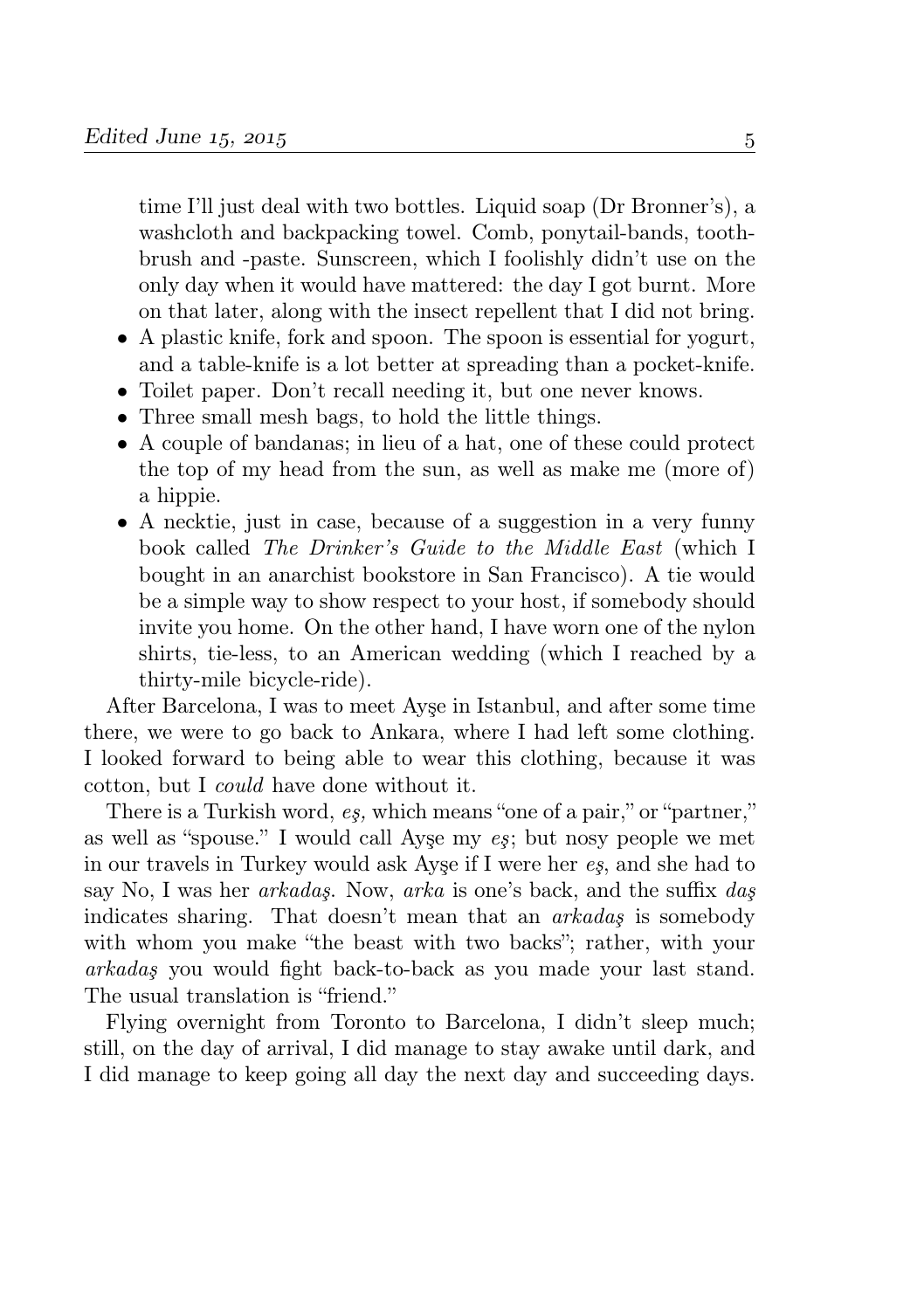time I'll just deal with two bottles. Liquid soap (Dr Bronner's), a washcloth and backpacking towel. Comb, ponytail-bands, toothbrush and -paste. Sunscreen, which I foolishly didn't use on the only day when it would have mattered: the day I got burnt. More on that later, along with the insect repellent that I did not bring.

- A plastic knife, fork and spoon. The spoon is essential for yogurt, and a table-knife is a lot better at spreading than a pocket-knife.
- Toilet paper. Don't recall needing it, but one never knows.
- Three small mesh bags, to hold the little things.
- A couple of bandanas; in lieu of a hat, one of these could protect the top of my head from the sun, as well as make me (more of) a hippie.
- A necktie, just in case, because of a suggestion in a very funny book called *The Drinker's Guide to the Middle East* (which I bought in an anarchist bookstore in San Francisco). A tie would be a simple way to show respect to your host, if somebody should invite you home. On the other hand, I have worn one of the nylon shirts, tie-less, to an American wedding (which I reached by a thirty-mile bicycle-ride).

After Barcelona, I was to meet Ayşe in Istanbul, and after some time there, we were to go back to Ankara, where I had left some clothing. I looked forward to being able to wear this clothing, because it was cotton, but I *could* have done without it.

There is a Turkish word, *eş,* which means "one of a pair," or "partner," as well as "spouse." I would call Ayşe my *eş*; but nosy people we met in our travels in Turkey would ask Ayşe if I were her *eş*, and she had to say No, I was her *arkadaş*. Now, *arka* is one's back, and the suffix *daş* indicates sharing. That doesn't mean that an *arkadaş* is somebody with whom you make "the beast with two backs"; rather, with your *arkadaş* you would fight back-to-back as you made your last stand. The usual translation is "friend."

Flying overnight from Toronto to Barcelona, I didn't sleep much; still, on the day of arrival, I did manage to stay awake until dark, and I did manage to keep going all day the next day and succeeding days.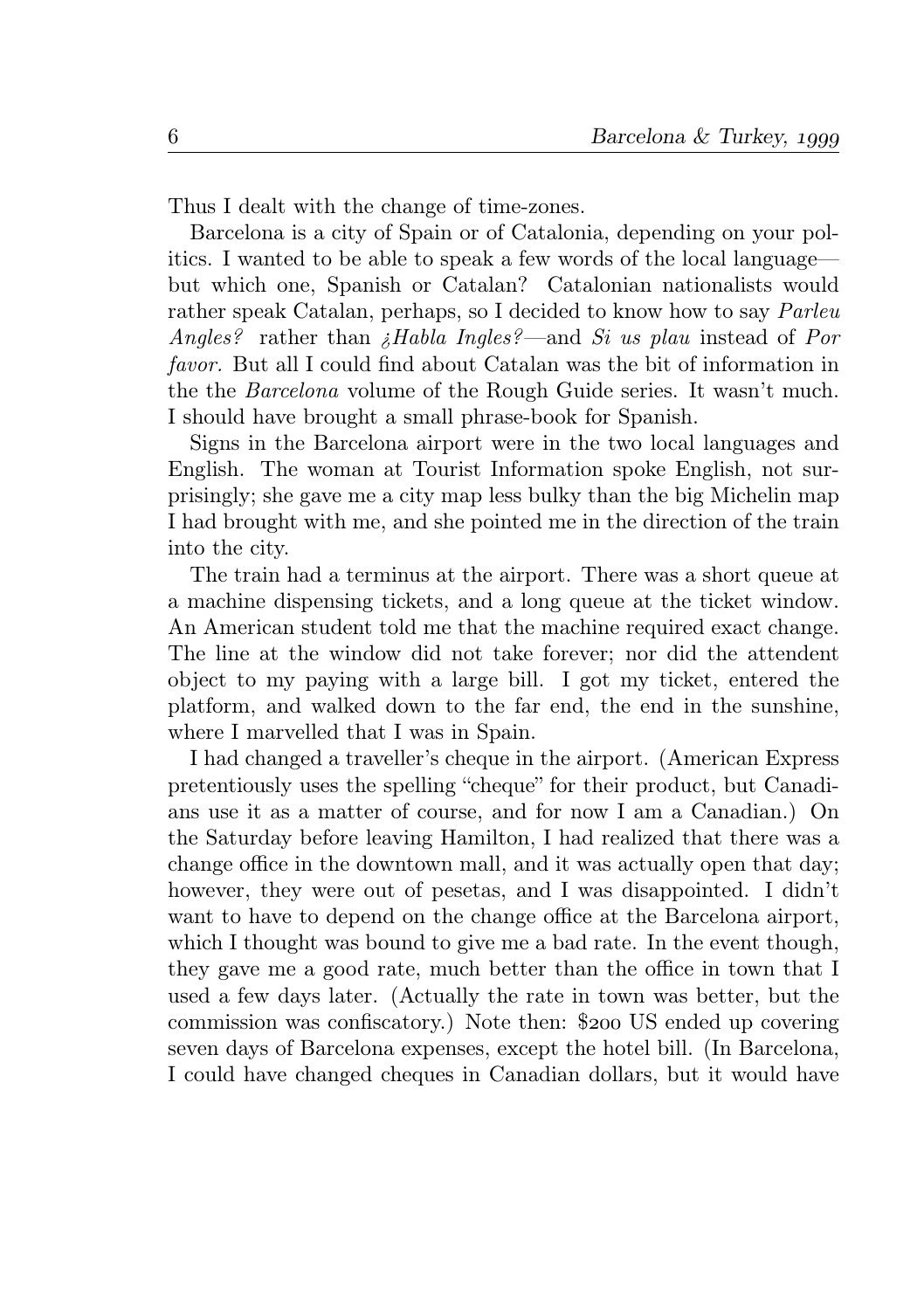Thus I dealt with the change of time-zones.

Barcelona is a city of Spain or of Catalonia, depending on your politics. I wanted to be able to speak a few words of the local language—but which one, Spanish or Catalan? Catalonian nationalists would rather speak Catalan, perhaps, so I decided to know how to say *Parleu Angles?* rather than *¿Habla Ingles?*—and *Si us plau* instead of *Por favor.* But all I could find about Catalan was the bit of information in the the *Barcelona* volume of the Rough Guide series. It wasn't much. I should have brought a small phrase-book for Spanish.

Signs in the Barcelona airport were in the two local languages and English. The woman at Tourist Information spoke English, not surprisingly; she gave me a city map less bulky than the big Michelin map I had brought with me, and she pointed me in the direction of the train into the city.

The train had a terminus at the airport. There was a short queue at a machine dispensing tickets, and a long queue at the ticket window. An American student told me that the machine required exact change. The line at the window did not take forever; nor did the attendent object to my paying with a large bill. I got my ticket, entered the platform, and walked down to the far end, the end in the sunshine, where I marvelled that I was in Spain.

I had changed a traveller's cheque in the airport. (American Express pretentiously uses the spelling "cheque" for their product, but Canadians use it as a matter of course, and for now I am a Canadian.) On the Saturday before leaving Hamilton, I had realized that there was a change office in the downtown mall, and it was actually open that day; however, they were out of pesetas, and I was disappointed. I didn't want to have to depend on the change office at the Barcelona airport, which I thought was bound to give me a bad rate. In the event though, they gave me a good rate, much better than the office in town that I used a few days later. (Actually the rate in town was better, but the commission was confiscatory.) Note then: $200 US ended up covering seven days of Barcelona expenses, except the hotel bill. (In Barcelona, I could have changed cheques in Canadian dollars, but it would have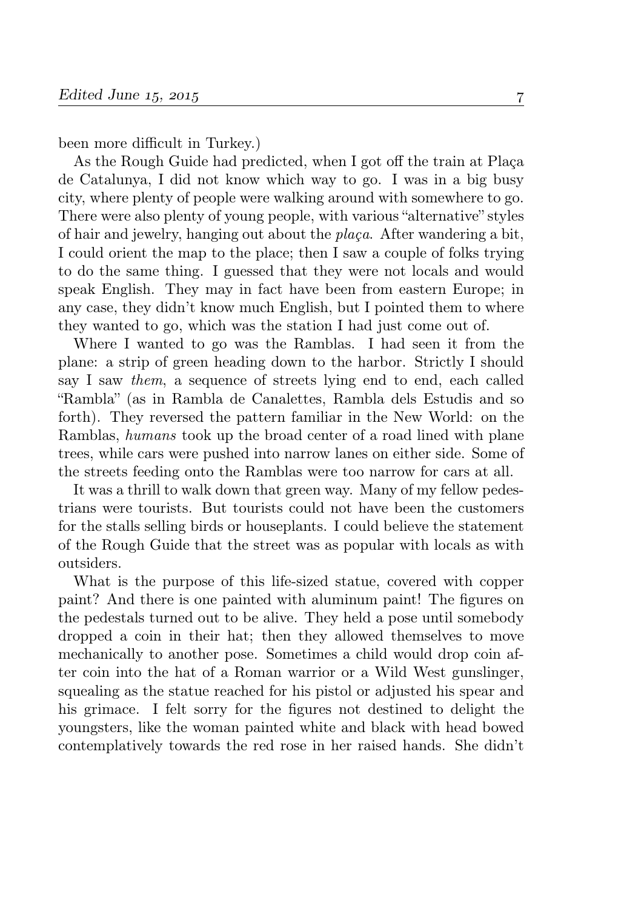been more difficult in Turkey.)

As the Rough Guide had predicted, when I got off the train at Plaça de Catalunya, I did not know which way to go. I was in a big busy city, where plenty of people were walking around with somewhere to go. There were also plenty of young people, with various "alternative" styles of hair and jewelry, hanging out about the *plaça*. After wandering a bit, I could orient the map to the place; then I saw a couple of folks trying to do the same thing. I guessed that they were not locals and would speak English. They may in fact have been from eastern Europe; in any case, they didn't know much English, but I pointed them to where they wanted to go, which was the station I had just come out of.

Where I wanted to go was the Ramblas. I had seen it from the plane: a strip of green heading down to the harbor. Strictly I should say I saw *them*, a sequence of streets lying end to end, each called "Rambla" (as in Rambla de Canalettes, Rambla dels Estudis and so forth). They reversed the pattern familiar in the New World: on the Ramblas, *humans* took up the broad center of a road lined with plane trees, while cars were pushed into narrow lanes on either side. Some of the streets feeding onto the Ramblas were too narrow for cars at all.

It was a thrill to walk down that green way. Many of my fellow pedestrians were tourists. But tourists could not have been the customers for the stalls selling birds or houseplants. I could believe the statement of the Rough Guide that the street was as popular with locals as with outsiders.

What is the purpose of this life-sized statue, covered with copper paint? And there is one painted with aluminum paint! The figures on the pedestals turned out to be alive. They held a pose until somebody dropped a coin in their hat; then they allowed themselves to move mechanically to another pose. Sometimes a child would drop coin after coin into the hat of a Roman warrior or a Wild West gunslinger, squealing as the statue reached for his pistol or adjusted his spear and his grimace. I felt sorry for the figures not destined to delight the youngsters, like the woman painted white and black with head bowed contemplatively towards the red rose in her raised hands. She didn't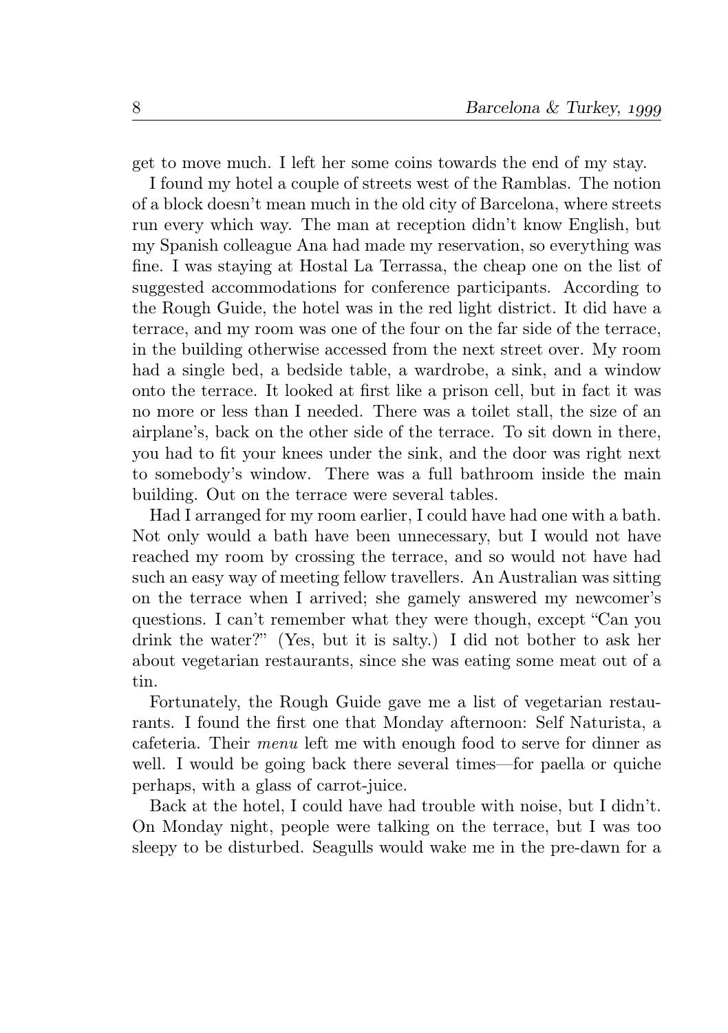get to move much. I left her some coins towards the end of my stay.

I found my hotel a couple of streets west of the Ramblas. The notion of a block doesn't mean much in the old city of Barcelona, where streets run every which way. The man at reception didn't know English, but my Spanish colleague Ana had made my reservation, so everything was fine. I was staying at Hostal La Terrassa, the cheap one on the list of suggested accommodations for conference participants. According to the Rough Guide, the hotel was in the red light district. It did have a terrace, and my room was one of the four on the far side of the terrace, in the building otherwise accessed from the next street over. My room had a single bed, a bedside table, a wardrobe, a sink, and a window onto the terrace. It looked at first like a prison cell, but in fact it was no more or less than I needed. There was a toilet stall, the size of an airplane's, back on the other side of the terrace. To sit down in there, you had to fit your knees under the sink, and the door was right next to somebody's window. There was a full bathroom inside the main building. Out on the terrace were several tables.

Had I arranged for my room earlier, I could have had one with a bath. Not only would a bath have been unnecessary, but I would not have reached my room by crossing the terrace, and so would not have had such an easy way of meeting fellow travellers. An Australian was sitting on the terrace when I arrived; she gamely answered my newcomer's questions. I can't remember what they were though, except "Can you drink the water?" (Yes, but it is salty.) I did not bother to ask her about vegetarian restaurants, since she was eating some meat out of a tin.

Fortunately, the Rough Guide gave me a list of vegetarian restaurants. I found the first one that Monday afternoon: Self Naturista, a cafeteria. Their *menu* left me with enough food to serve for dinner as well. I would be going back there several times—for paella or quiche perhaps, with a glass of carrot-juice.

Back at the hotel, I could have had trouble with noise, but I didn't. On Monday night, people were talking on the terrace, but I was too sleepy to be disturbed. Seagulls would wake me in the pre-dawn for a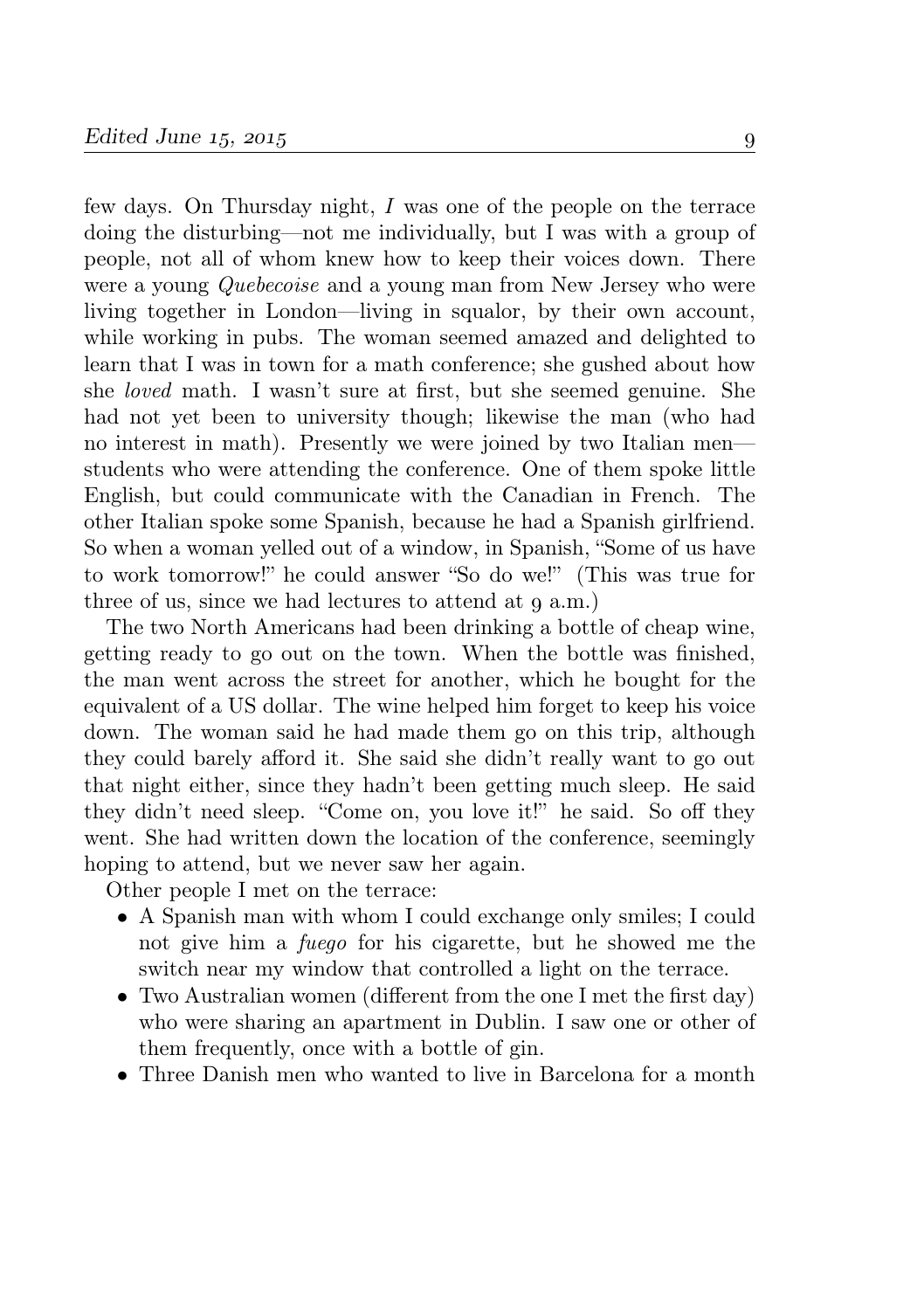few days. On Thursday night, *I* was one of the people on the terrace doing the disturbing—not me individually, but I was with a group of people, not all of whom knew how to keep their voices down. There were a young *Quebecoise* and a young man from New Jersey who were living together in London—living in squalor, by their own account, while working in pubs. The woman seemed amazed and delighted to learn that I was in town for a math conference; she gushed about how she *loved* math. I wasn't sure at first, but she seemed genuine. She had not yet been to university though; likewise the man (who had no interest in math). Presently we were joined by two Italian men—students who were attending the conference. One of them spoke little English, but could communicate with the Canadian in French. The other Italian spoke some Spanish, because he had a Spanish girlfriend. So when a woman yelled out of a window, in Spanish, "Some of us have to work tomorrow!" he could answer "So do we!" (This was true for three of us, since we had lectures to attend at 9 a.m.)

The two North Americans had been drinking a bottle of cheap wine, getting ready to go out on the town. When the bottle was finished, the man went across the street for another, which he bought for the equivalent of a US dollar. The wine helped him forget to keep his voice down. The woman said he had made them go on this trip, although they could barely afford it. She said she didn't really want to go out that night either, since they hadn't been getting much sleep. He said they didn't need sleep. "Come on, you love it!" he said. So off they went. She had written down the location of the conference, seemingly hoping to attend, but we never saw her again.

Other people I met on the terrace:

- A Spanish man with whom I could exchange only smiles; I could not give him a *fuego* for his cigarette, but he showed me the switch near my window that controlled a light on the terrace.
- Two Australian women (different from the one I met the first day) who were sharing an apartment in Dublin. I saw one or other of them frequently, once with a bottle of gin.
- Three Danish men who wanted to live in Barcelona for a month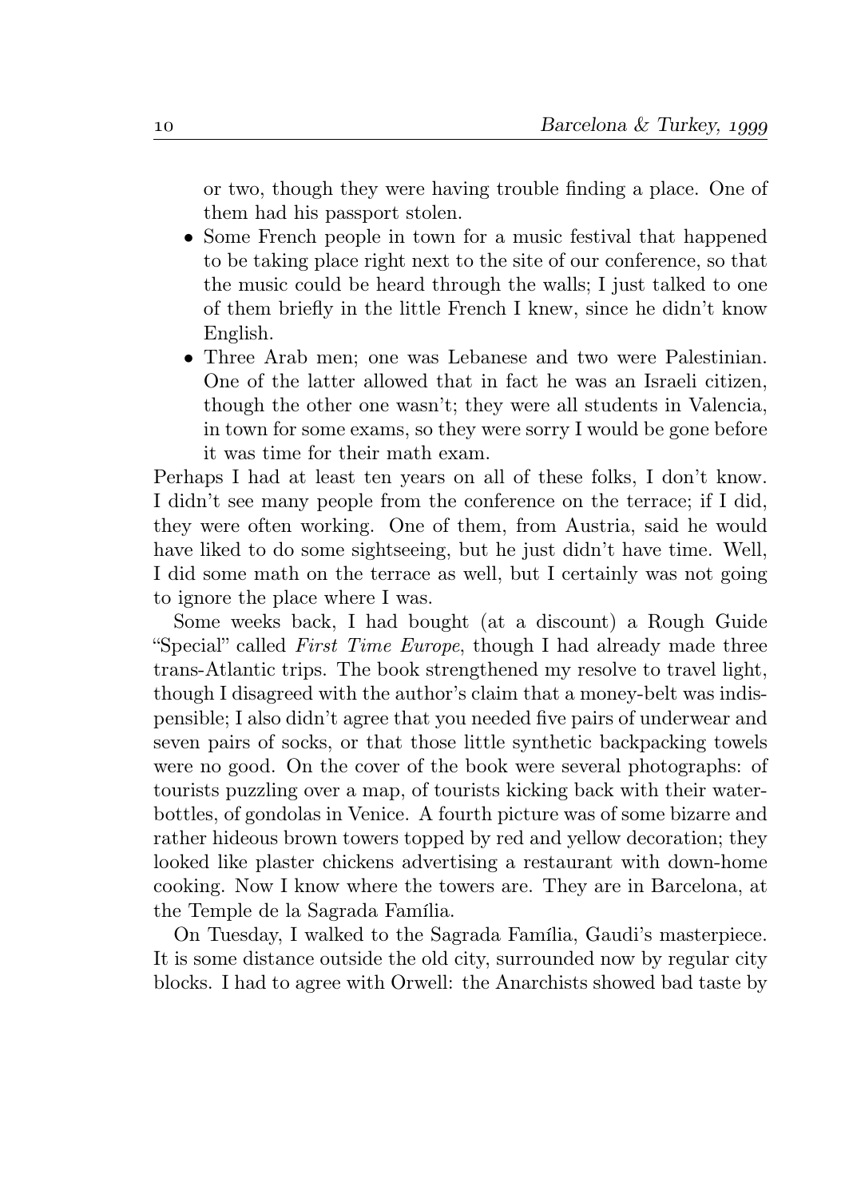or two, though they were having trouble finding a place. One of them had his passport stolen.

- Some French people in town for a music festival that happened to be taking place right next to the site of our conference, so that the music could be heard through the walls; I just talked to one of them briefly in the little French I knew, since he didn't know English.
- Three Arab men; one was Lebanese and two were Palestinian. One of the latter allowed that in fact he was an Israeli citizen, though the other one wasn't; they were all students in Valencia, in town for some exams, so they were sorry I would be gone before it was time for their math exam.

Perhaps I had at least ten years on all of these folks, I don't know. I didn't see many people from the conference on the terrace; if I did, they were often working. One of them, from Austria, said he would have liked to do some sightseeing, but he just didn't have time. Well, I did some math on the terrace as well, but I certainly was not going to ignore the place where I was.

Some weeks back, I had bought (at a discount) a Rough Guide "Special" called *First Time Europe*, though I had already made three trans-Atlantic trips. The book strengthened my resolve to travel light, though I disagreed with the author's claim that a money-belt was indispensible; I also didn't agree that you needed five pairs of underwear and seven pairs of socks, or that those little synthetic backpacking towels were no good. On the cover of the book were several photographs: of tourists puzzling over a map, of tourists kicking back with their water-bottles, of gondolas in Venice. A fourth picture was of some bizarre and rather hideous brown towers topped by red and yellow decoration; they looked like plaster chickens advertising a restaurant with down-home cooking. Now I know where the towers are. They are in Barcelona, at the Temple de la Sagrada Família.

On Tuesday, I walked to the Sagrada Família, Gaudi's masterpiece. It is some distance outside the old city, surrounded now by regular city blocks. I had to agree with Orwell: the Anarchists showed bad taste by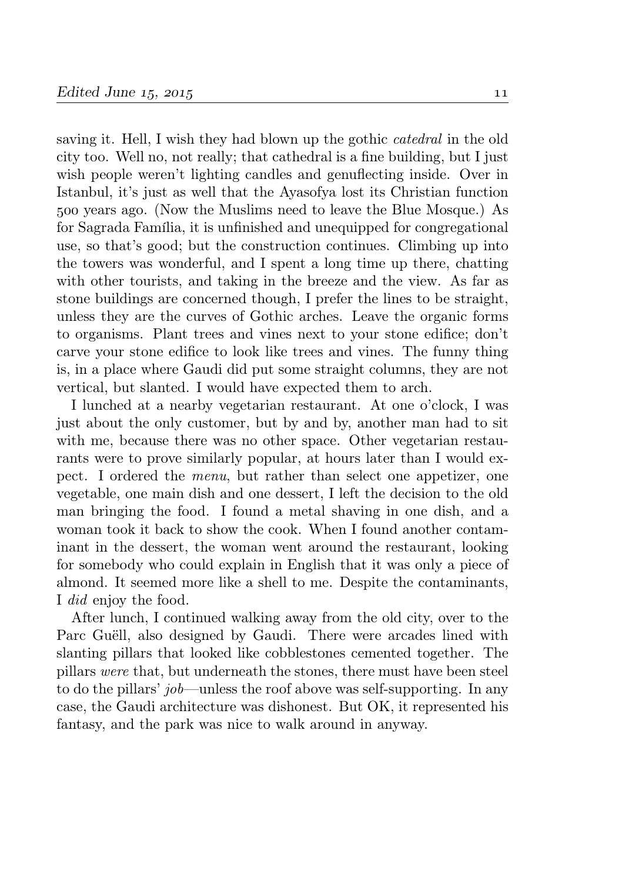saving it. Hell, I wish they had blown up the gothic *catedral* in the old city too. Well no, not really; that cathedral is a fine building, but I just wish people weren't lighting candles and genuflecting inside. Over in Istanbul, it's just as well that the Ayasofya lost its Christian function 500 years ago. (Now the Muslims need to leave the Blue Mosque.) As for Sagrada Família, it is unfinished and unequipped for congregational use, so that's good; but the construction continues. Climbing up into the towers was wonderful, and I spent a long time up there, chatting with other tourists, and taking in the breeze and the view. As far as stone buildings are concerned though, I prefer the lines to be straight, unless they are the curves of Gothic arches. Leave the organic forms to organisms. Plant trees and vines next to your stone edifice; don't carve your stone edifice to look like trees and vines. The funny thing is, in a place where Gaudi did put some straight columns, they are not vertical, but slanted. I would have expected them to arch.

I lunched at a nearby vegetarian restaurant. At one o'clock, I was just about the only customer, but by and by, another man had to sit with me, because there was no other space. Other vegetarian restaurants were to prove similarly popular, at hours later than I would expect. I ordered the *menu*, but rather than select one appetizer, one vegetable, one main dish and one dessert, I left the decision to the old man bringing the food. I found a metal shaving in one dish, and a woman took it back to show the cook. When I found another contaminant in the dessert, the woman went around the restaurant, looking for somebody who could explain in English that it was only a piece of almond. It seemed more like a shell to me. Despite the contaminants, I *did* enjoy the food.

After lunch, I continued walking away from the old city, over to the Parc Guëll, also designed by Gaudi. There were arcades lined with slanting pillars that looked like cobblestones cemented together. The pillars *were* that, but underneath the stones, there must have been steel to do the pillars' *job*—unless the roof above was self-supporting. In any case, the Gaudi architecture was dishonest. But OK, it represented his fantasy, and the park was nice to walk around in anyway.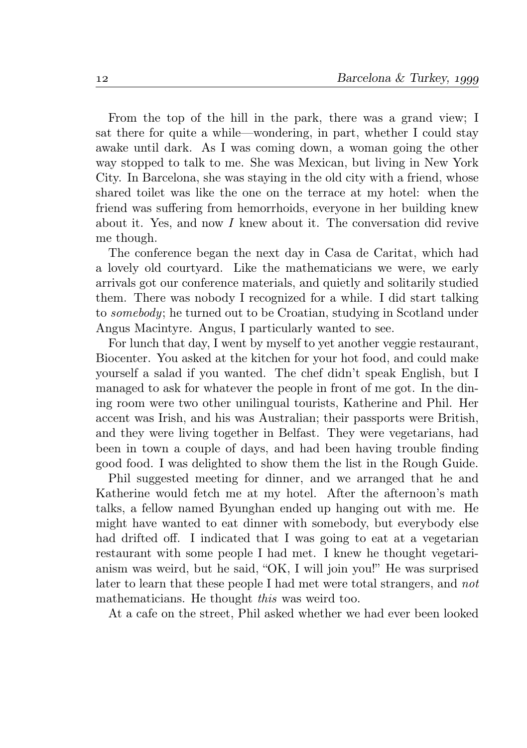From the top of the hill in the park, there was a grand view; I sat there for quite a while—wondering, in part, whether I could stay awake until dark. As I was coming down, a woman going the other way stopped to talk to me. She was Mexican, but living in New York City. In Barcelona, she was staying in the old city with a friend, whose shared toilet was like the one on the terrace at my hotel: when the friend was suffering from hemorrhoids, everyone in her building knew about it. Yes, and now *I* knew about it. The conversation did revive me though.

The conference began the next day in Casa de Caritat, which had a lovely old courtyard. Like the mathematicians we were, we early arrivals got our conference materials, and quietly and solitarily studied them. There was nobody I recognized for a while. I did start talking to *somebody*; he turned out to be Croatian, studying in Scotland under Angus Macintyre. Angus, I particularly wanted to see.

For lunch that day, I went by myself to yet another veggie restaurant, Biocenter. You asked at the kitchen for your hot food, and could make yourself a salad if you wanted. The chef didn't speak English, but I managed to ask for whatever the people in front of me got. In the dining room were two other unilingual tourists, Katherine and Phil. Her accent was Irish, and his was Australian; their passports were British, and they were living together in Belfast. They were vegetarians, had been in town a couple of days, and had been having trouble finding good food. I was delighted to show them the list in the Rough Guide.

Phil suggested meeting for dinner, and we arranged that he and Katherine would fetch me at my hotel. After the afternoon's math talks, a fellow named Byunghan ended up hanging out with me. He might have wanted to eat dinner with somebody, but everybody else had drifted off. I indicated that I was going to eat at a vegetarian restaurant with some people I had met. I knew he thought vegetarianism was weird, but he said, "OK, I will join you!" He was surprised later to learn that these people I had met were total strangers, and *not* mathematicians. He thought *this* was weird too.

At a cafe on the street, Phil asked whether we had ever been looked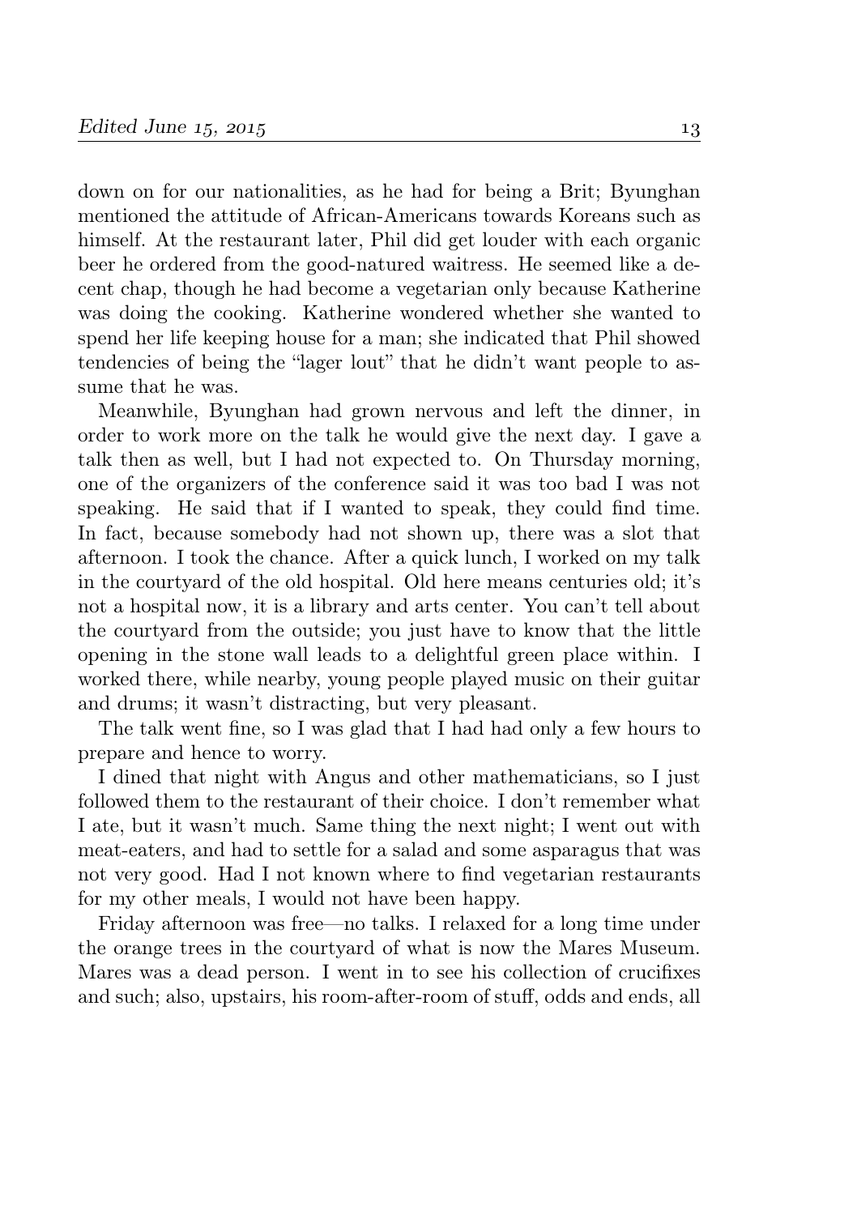down on for our nationalities, as he had for being a Brit; Byunghan mentioned the attitude of African-Americans towards Koreans such as himself. At the restaurant later, Phil did get louder with each organic beer he ordered from the good-natured waitress. He seemed like a decent chap, though he had become a vegetarian only because Katherine was doing the cooking. Katherine wondered whether she wanted to spend her life keeping house for a man; she indicated that Phil showed tendencies of being the "lager lout" that he didn't want people to assume that he was.

Meanwhile, Byunghan had grown nervous and left the dinner, in order to work more on the talk he would give the next day. I gave a talk then as well, but I had not expected to. On Thursday morning, one of the organizers of the conference said it was too bad I was not speaking. He said that if I wanted to speak, they could find time. In fact, because somebody had not shown up, there was a slot that afternoon. I took the chance. After a quick lunch, I worked on my talk in the courtyard of the old hospital. Old here means centuries old; it's not a hospital now, it is a library and arts center. You can't tell about the courtyard from the outside; you just have to know that the little opening in the stone wall leads to a delightful green place within. I worked there, while nearby, young people played music on their guitar and drums; it wasn't distracting, but very pleasant.

The talk went fine, so I was glad that I had had only a few hours to prepare and hence to worry.

I dined that night with Angus and other mathematicians, so I just followed them to the restaurant of their choice. I don't remember what I ate, but it wasn't much. Same thing the next night; I went out with meat-eaters, and had to settle for a salad and some asparagus that was not very good. Had I not known where to find vegetarian restaurants for my other meals, I would not have been happy.

Friday afternoon was free—no talks. I relaxed for a long time under the orange trees in the courtyard of what is now the Mares Museum. Mares was a dead person. I went in to see his collection of crucifixes and such; also, upstairs, his room-after-room of stuff, odds and ends, all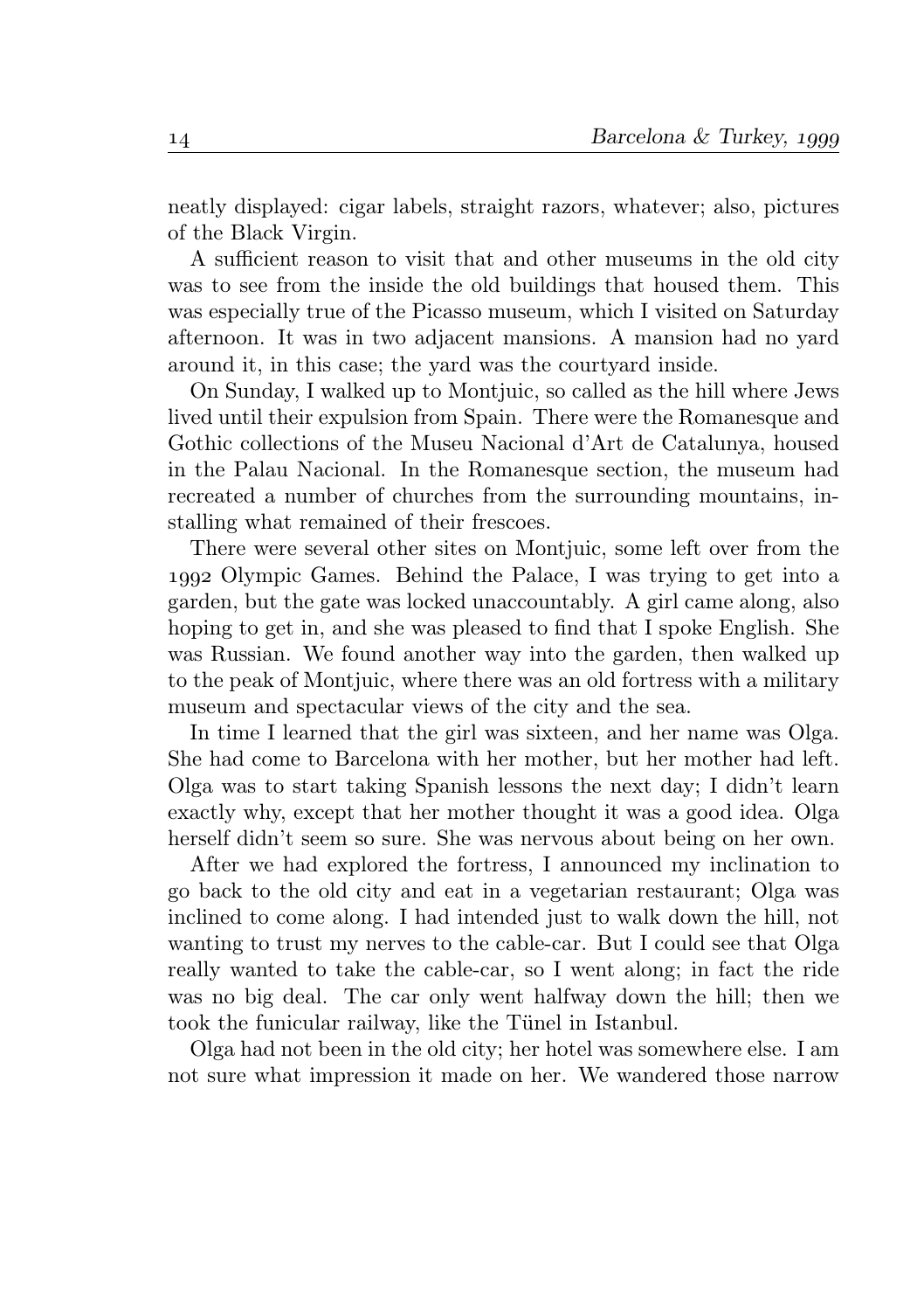neatly displayed: cigar labels, straight razors, whatever; also, pictures of the Black Virgin.

A sufficient reason to visit that and other museums in the old city was to see from the inside the old buildings that housed them. This was especially true of the Picasso museum, which I visited on Saturday afternoon. It was in two adjacent mansions. A mansion had no yard around it, in this case; the yard was the courtyard inside.

On Sunday, I walked up to Montjuic, so called as the hill where Jews lived until their expulsion from Spain. There were the Romanesque and Gothic collections of the Museu Nacional d'Art de Catalunya, housed in the Palau Nacional. In the Romanesque section, the museum had recreated a number of churches from the surrounding mountains, installing what remained of their frescoes.

There were several other sites on Montjuic, some left over from the 1992 Olympic Games. Behind the Palace, I was trying to get into a garden, but the gate was locked unaccountably. A girl came along, also hoping to get in, and she was pleased to find that I spoke English. She was Russian. We found another way into the garden, then walked up to the peak of Montjuic, where there was an old fortress with a military museum and spectacular views of the city and the sea.

In time I learned that the girl was sixteen, and her name was Olga. She had come to Barcelona with her mother, but her mother had left. Olga was to start taking Spanish lessons the next day; I didn't learn exactly why, except that her mother thought it was a good idea. Olga herself didn't seem so sure. She was nervous about being on her own.

After we had explored the fortress, I announced my inclination to go back to the old city and eat in a vegetarian restaurant; Olga was inclined to come along. I had intended just to walk down the hill, not wanting to trust my nerves to the cable-car. But I could see that Olga really wanted to take the cable-car, so I went along; in fact the ride was no big deal. The car only went halfway down the hill; then we took the funicular railway, like the Tünel in Istanbul.

Olga had not been in the old city; her hotel was somewhere else. I am not sure what impression it made on her. We wandered those narrow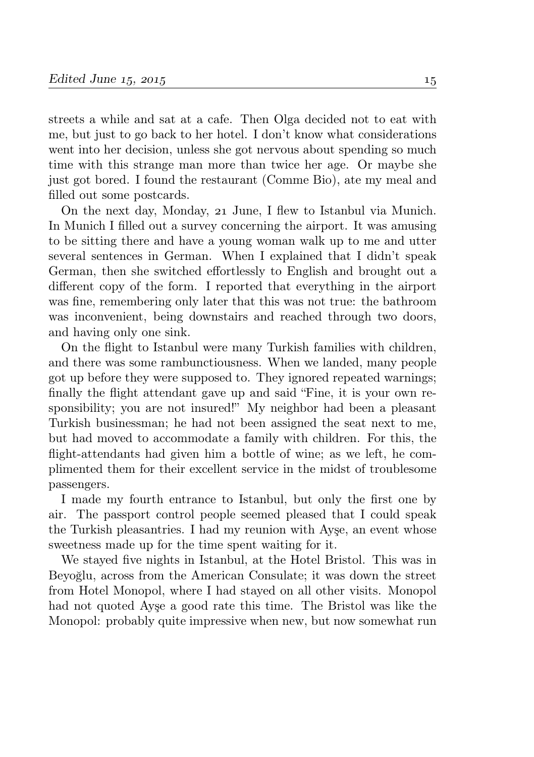streets a while and sat at a cafe. Then Olga decided not to eat with me, but just to go back to her hotel. I don't know what considerations went into her decision, unless she got nervous about spending so much time with this strange man more than twice her age. Or maybe she just got bored. I found the restaurant (Comme Bio), ate my meal and filled out some postcards.

On the next day, Monday, 21 June, I flew to Istanbul via Munich. In Munich I filled out a survey concerning the airport. It was amusing to be sitting there and have a young woman walk up to me and utter several sentences in German. When I explained that I didn't speak German, then she switched effortlessly to English and brought out a different copy of the form. I reported that everything in the airport was fine, remembering only later that this was not true: the bathroom was inconvenient, being downstairs and reached through two doors, and having only one sink.

On the flight to Istanbul were many Turkish families with children, and there was some rambunctiousness. When we landed, many people got up before they were supposed to. They ignored repeated warnings; finally the flight attendant gave up and said "Fine, it is your own responsibility; you are not insured!" My neighbor had been a pleasant Turkish businessman; he had not been assigned the seat next to me, but had moved to accommodate a family with children. For this, the flight-attendants had given him a bottle of wine; as we left, he complimented them for their excellent service in the midst of troublesome passengers.

I made my fourth entrance to Istanbul, but only the first one by air. The passport control people seemed pleased that I could speak the Turkish pleasantries. I had my reunion with Ayşe, an event whose sweetness made up for the time spent waiting for it.

We stayed five nights in Istanbul, at the Hotel Bristol. This was in Beyoğlu, across from the American Consulate; it was down the street from Hotel Monopol, where I had stayed on all other visits. Monopol had not quoted Ayşe a good rate this time. The Bristol was like the Monopol: probably quite impressive when new, but now somewhat run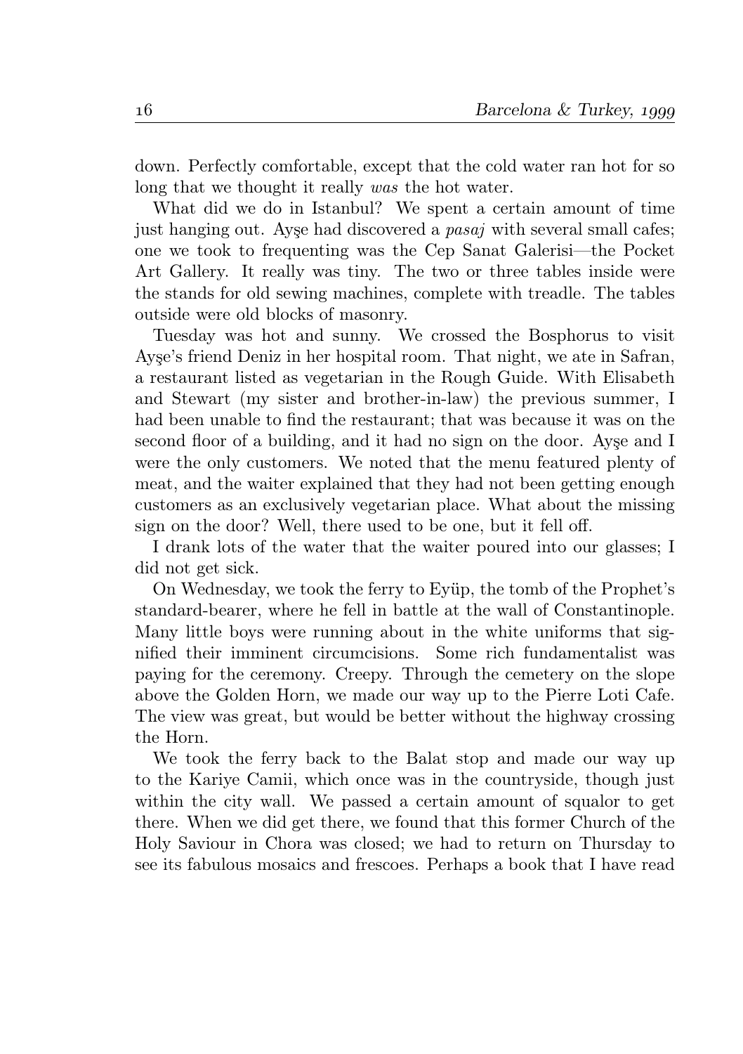down. Perfectly comfortable, except that the cold water ran hot for so long that we thought it really *was* the hot water.

What did we do in Istanbul? We spent a certain amount of time just hanging out. Ayşe had discovered a *pasaj* with several small cafes; one we took to frequenting was the Cep Sanat Galerisi—the Pocket Art Gallery. It really was tiny. The two or three tables inside were the stands for old sewing machines, complete with treadle. The tables outside were old blocks of masonry.

Tuesday was hot and sunny. We crossed the Bosphorus to visit Ayşe's friend Deniz in her hospital room. That night, we ate in Safran, a restaurant listed as vegetarian in the Rough Guide. With Elisabeth and Stewart (my sister and brother-in-law) the previous summer, I had been unable to find the restaurant; that was because it was on the second floor of a building, and it had no sign on the door. Ayşe and I were the only customers. We noted that the menu featured plenty of meat, and the waiter explained that they had not been getting enough customers as an exclusively vegetarian place. What about the missing sign on the door? Well, there used to be one, but it fell off.

I drank lots of the water that the waiter poured into our glasses; I did not get sick.

On Wednesday, we took the ferry to Eyüp, the tomb of the Prophet's standard-bearer, where he fell in battle at the wall of Constantinople. Many little boys were running about in the white uniforms that signified their imminent circumcisions. Some rich fundamentalist was paying for the ceremony. Creepy. Through the cemetery on the slope above the Golden Horn, we made our way up to the Pierre Loti Cafe. The view was great, but would be better without the highway crossing the Horn.

We took the ferry back to the Balat stop and made our way up to the Kariye Camii, which once was in the countryside, though just within the city wall. We passed a certain amount of squalor to get there. When we did get there, we found that this former Church of the Holy Saviour in Chora was closed; we had to return on Thursday to see its fabulous mosaics and frescoes. Perhaps a book that I have read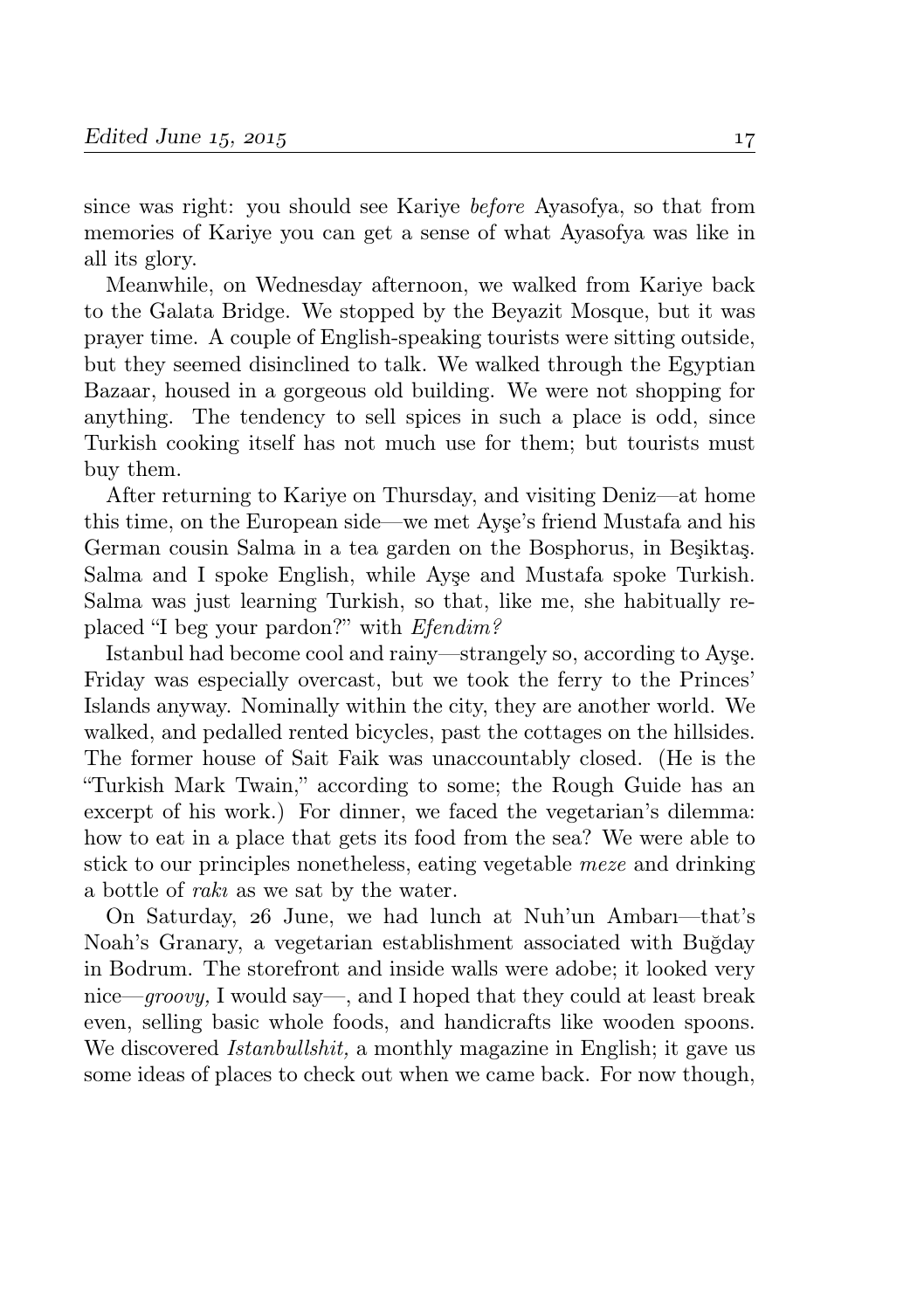since was right: you should see Kariye *before* Ayasofya, so that from memories of Kariye you can get a sense of what Ayasofya was like in all its glory.

Meanwhile, on Wednesday afternoon, we walked from Kariye back to the Galata Bridge. We stopped by the Beyazit Mosque, but it was prayer time. A couple of English-speaking tourists were sitting outside, but they seemed disinclined to talk. We walked through the Egyptian Bazaar, housed in a gorgeous old building. We were not shopping for anything. The tendency to sell spices in such a place is odd, since Turkish cooking itself has not much use for them; but tourists must buy them.

After returning to Kariye on Thursday, and visiting Deniz—at home this time, on the European side—we met Ayşe's friend Mustafa and his German cousin Salma in a tea garden on the Bosphorus, in Beşiktaş. Salma and I spoke English, while Ayşe and Mustafa spoke Turkish. Salma was just learning Turkish, so that, like me, she habitually replaced "I beg your pardon?" with *Efendim?*

Istanbul had become cool and rainy—strangely so, according to Ayşe. Friday was especially overcast, but we took the ferry to the Princes' Islands anyway. Nominally within the city, they are another world. We walked, and pedalled rented bicycles, past the cottages on the hillsides. The former house of Sait Faik was unaccountably closed. (He is the "Turkish Mark Twain," according to some; the Rough Guide has an excerpt of his work.) For dinner, we faced the vegetarian's dilemma: how to eat in a place that gets its food from the sea? We were able to stick to our principles nonetheless, eating vegetable *meze* and drinking a bottle of *rakı* as we sat by the water.

On Saturday, 26 June, we had lunch at Nuh'un Ambarı—that's Noah's Granary, a vegetarian establishment associated with Buğday in Bodrum. The storefront and inside walls were adobe; it looked very nice—*groovy,* I would say—, and I hoped that they could at least break even, selling basic whole foods, and handicrafts like wooden spoons. We discovered *Istanbullshit,* a monthly magazine in English; it gave us some ideas of places to check out when we came back. For now though,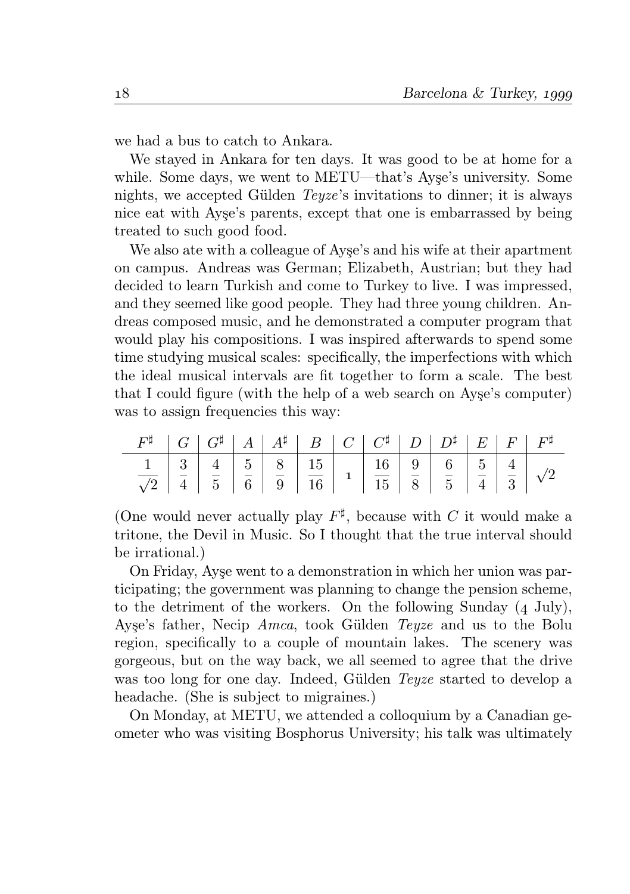we had a bus to catch to Ankara.

We stayed in Ankara for ten days. It was good to be at home for a while. Some days, we went to METU—that's Ayşe's university. Some nights, we accepted Gülden *Teyze*'s invitations to dinner; it is always nice eat with Ayşe's parents, except that one is embarrassed by being treated to such good food.

We also ate with a colleague of Ayşe's and his wife at their apartment on campus. Andreas was German; Elizabeth, Austrian; but they had decided to learn Turkish and come to Turkey to live. I was impressed, and they seemed like good people. They had three young children. Andreas composed music, and he demonstrated a computer program that would play his compositions. I was inspired afterwards to spend some time studying musical scales: specifically, the imperfections with which the ideal musical intervals are fit together to form a scale. The best that I could figure (with the help of a web search on Ayşe's computer) was to assign frequencies this way:

| $F^\sharp$ | $G$ | $G^\sharp$ | $A$ | $A^\sharp$ | $B$ | $C$ | $C^\sharp$ | $D$ | $D^\sharp$ | $E$ | $F$ | $F^\sharp$ |
|---|---|---|---|---|---|---|---|---|---|---|---|---|
| $\frac{1}{\sqrt{2}}$ | $\frac{3}{4}$ | $\frac{4}{5}$ | $\frac{5}{6}$ | $\frac{8}{9}$ | $\frac{15}{16}$ | 1 | $\frac{16}{15}$ | $\frac{9}{8}$ | $\frac{6}{5}$ | $\frac{5}{4}$ | $\frac{4}{3}$ | $\sqrt{2}$ |

(One would never actually play $F^\sharp$, because with $C$ it would make a tritone, the Devil in Music. So I thought that the true interval should be irrational.)

On Friday, Ayşe went to a demonstration in which her union was participating; the government was planning to change the pension scheme, to the detriment of the workers. On the following Sunday (4 July), Ayşe's father, Necip *Amca*, took Gülden *Teyze* and us to the Bolu region, specifically to a couple of mountain lakes. The scenery was gorgeous, but on the way back, we all seemed to agree that the drive was too long for one day. Indeed, Gülden *Teyze* started to develop a headache. (She is subject to migraines.)

On Monday, at METU, we attended a colloquium by a Canadian geometer who was visiting Bosphorus University; his talk was ultimately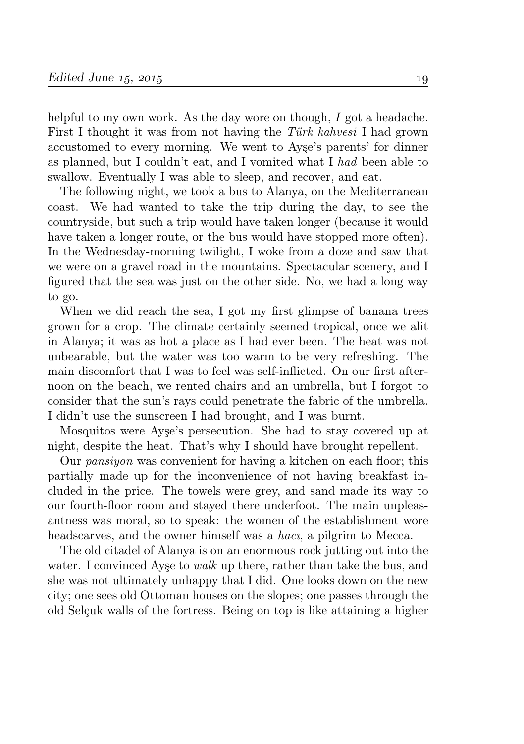helpful to my own work. As the day wore on though, *I* got a headache. First I thought it was from not having the *Türk kahvesi* I had grown accustomed to every morning. We went to Ayşe's parents' for dinner as planned, but I couldn't eat, and I vomited what I *had* been able to swallow. Eventually I was able to sleep, and recover, and eat.

The following night, we took a bus to Alanya, on the Mediterranean coast. We had wanted to take the trip during the day, to see the countryside, but such a trip would have taken longer (because it would have taken a longer route, or the bus would have stopped more often). In the Wednesday-morning twilight, I woke from a doze and saw that we were on a gravel road in the mountains. Spectacular scenery, and I figured that the sea was just on the other side. No, we had a long way to go.

When we did reach the sea, I got my first glimpse of banana trees grown for a crop. The climate certainly seemed tropical, once we alit in Alanya; it was as hot a place as I had ever been. The heat was not unbearable, but the water was too warm to be very refreshing. The main discomfort that I was to feel was self-inflicted. On our first afternoon on the beach, we rented chairs and an umbrella, but I forgot to consider that the sun's rays could penetrate the fabric of the umbrella. I didn't use the sunscreen I had brought, and I was burnt.

Mosquitos were Ayşe's persecution. She had to stay covered up at night, despite the heat. That's why I should have brought repellent.

Our *pansiyon* was convenient for having a kitchen on each floor; this partially made up for the inconvenience of not having breakfast included in the price. The towels were grey, and sand made its way to our fourth-floor room and stayed there underfoot. The main unpleasantness was moral, so to speak: the women of the establishment wore headscarves, and the owner himself was a *hacı*, a pilgrim to Mecca.

The old citadel of Alanya is on an enormous rock jutting out into the water. I convinced Ayşe to *walk* up there, rather than take the bus, and she was not ultimately unhappy that I did. One looks down on the new city; one sees old Ottoman houses on the slopes; one passes through the old Selçuk walls of the fortress. Being on top is like attaining a higher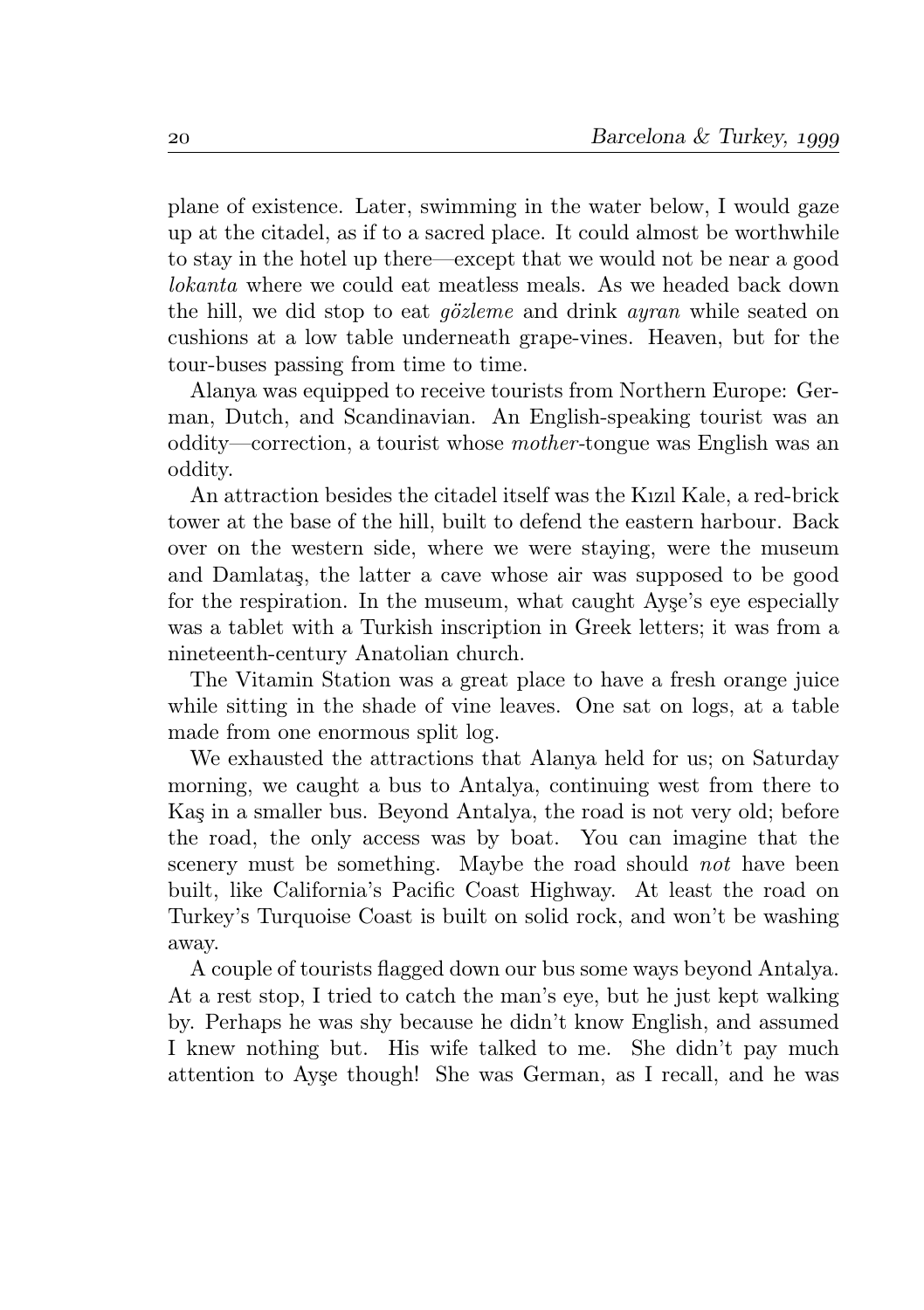plane of existence. Later, swimming in the water below, I would gaze up at the citadel, as if to a sacred place. It could almost be worthwhile to stay in the hotel up there—except that we would not be near a good *lokanta* where we could eat meatless meals. As we headed back down the hill, we did stop to eat *gözleme* and drink *ayran* while seated on cushions at a low table underneath grape-vines. Heaven, but for the tour-buses passing from time to time.

Alanya was equipped to receive tourists from Northern Europe: German, Dutch, and Scandinavian. An English-speaking tourist was an oddity—correction, a tourist whose *mother*-tongue was English was an oddity.

An attraction besides the citadel itself was the Kızıl Kale, a red-brick tower at the base of the hill, built to defend the eastern harbour. Back over on the western side, where we were staying, were the museum and Damlataş, the latter a cave whose air was supposed to be good for the respiration. In the museum, what caught Ayşe's eye especially was a tablet with a Turkish inscription in Greek letters; it was from a nineteenth-century Anatolian church.

The Vitamin Station was a great place to have a fresh orange juice while sitting in the shade of vine leaves. One sat on logs, at a table made from one enormous split log.

We exhausted the attractions that Alanya held for us; on Saturday morning, we caught a bus to Antalya, continuing west from there to Kaş in a smaller bus. Beyond Antalya, the road is not very old; before the road, the only access was by boat. You can imagine that the scenery must be something. Maybe the road should *not* have been built, like California's Pacific Coast Highway. At least the road on Turkey's Turquoise Coast is built on solid rock, and won't be washing away.

A couple of tourists flagged down our bus some ways beyond Antalya. At a rest stop, I tried to catch the man's eye, but he just kept walking by. Perhaps he was shy because he didn't know English, and assumed I knew nothing but. His wife talked to me. She didn't pay much attention to Ayşe though! She was German, as I recall, and he was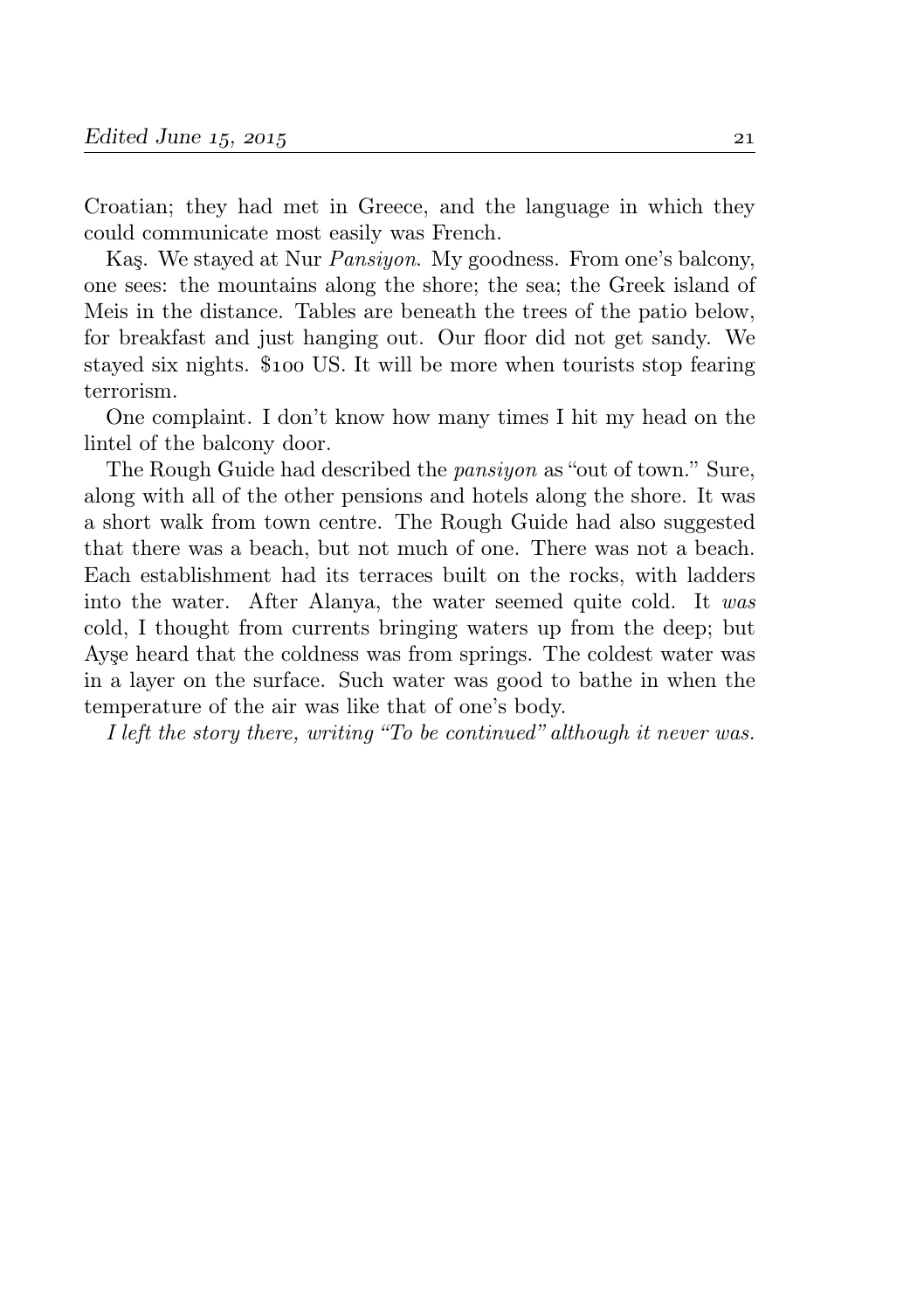Croatian; they had met in Greece, and the language in which they could communicate most easily was French.

Kaş. We stayed at Nur *Pansiyon*. My goodness. From one's balcony, one sees: the mountains along the shore; the sea; the Greek island of Meis in the distance. Tables are beneath the trees of the patio below, for breakfast and just hanging out. Our floor did not get sandy. We stayed six nights. $100 US. It will be more when tourists stop fearing terrorism.

One complaint. I don't know how many times I hit my head on the lintel of the balcony door.

The Rough Guide had described the *pansiyon* as "out of town." Sure, along with all of the other pensions and hotels along the shore. It was a short walk from town centre. The Rough Guide had also suggested that there was a beach, but not much of one. There was not a beach. Each establishment had its terraces built on the rocks, with ladders into the water. After Alanya, the water seemed quite cold. It *was* cold, I thought from currents bringing waters up from the deep; but Ayşe heard that the coldness was from springs. The coldest water was in a layer on the surface. Such water was good to bathe in when the temperature of the air was like that of one's body.

*I left the story there, writing "To be continued" although it never was.*